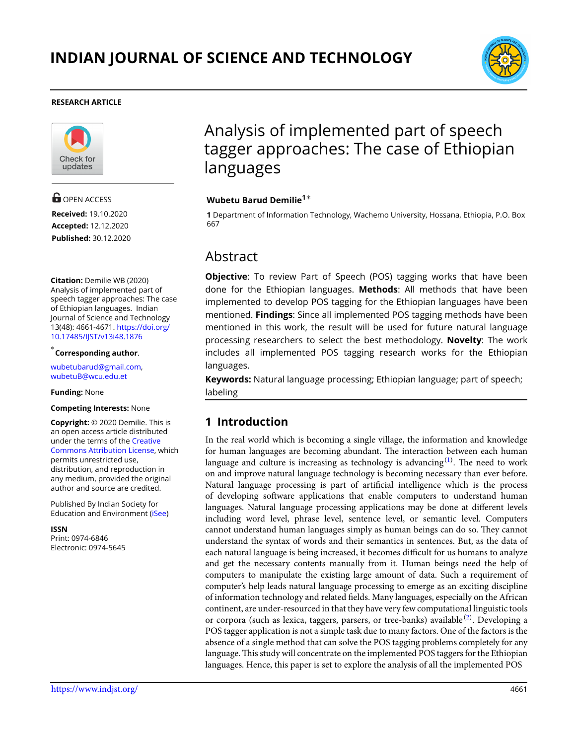# INDIAN JOURNAL OF SCIENCE AND TECHNOLOGY

**RESEARCH ARTICLE**

# Analysis of implemented part of speech tagger approaches: The case of Ethiopian languages

**Wubetu Barud Demilie[1]***

**1** Department of Information Technology, Wachemo University, Hossana, Ethiopia, P.O. Box 667

OPEN ACCESS

**Received:** 19.10.2020
**Accepted:** 12.12.2020
**Published:** 30.12.2020

**Citation:** Demilie WB (2020) Analysis of implemented part of speech tagger approaches: The case of Ethiopian languages. Indian Journal of Science and Technology 13(48): 4661-4671. https://doi.org/10.17485/IJST/v13i48.1876

[*] **Corresponding author**.

wubetubarud@gmail.com, wubetuB@wcu.edu.et

**Funding:** None

**Competing Interests:** None

**Copyright:** © 2020 Demilie. This is an open access article distributed under the terms of the Creative Commons Attribution License, which permits unrestricted use, distribution, and reproduction in any medium, provided the original author and source are credited.

Published By Indian Society for Education and Environment (iSee)

**ISSN**
Print: 0974-6846
Electronic: 0974-5645

## Abstract

**Objective**: To review Part of Speech (POS) tagging works that have been done for the Ethiopian languages. **Methods**: All methods that have been implemented to develop POS tagging for the Ethiopian languages have been mentioned. **Findings**: Since all implemented POS tagging methods have been mentioned in this work, the result will be used for future natural language processing researchers to select the best methodology. **Novelty**: The work includes all implemented POS tagging research works for the Ethiopian languages.

**Keywords:** Natural language processing; Ethiopian language; part of speech; labeling

## 1 Introduction

In the real world which is becoming a single village, the information and knowledge for human languages are becoming abundant. The interaction between each human language and culture is increasing as technology is advancing [1]. The need to work on and improve natural language technology is becoming necessary than ever before. Natural language processing is part of artificial intelligence which is the process of developing software applications that enable computers to understand human languages. Natural language processing applications may be done at different levels including word level, phrase level, sentence level, or semantic level. Computers cannot understand human languages simply as human beings can do so. They cannot understand the syntax of words and their semantics in sentences. But, as the data of each natural language is being increased, it becomes difficult for us humans to analyze and get the necessary contents manually from it. Human beings need the help of computers to manipulate the existing large amount of data. Such a requirement of computer's help leads natural language processing to emerge as an exciting discipline of information technology and related fields. Many languages, especially on the African continent, are under-resourced in that they have very few computational linguistic tools or corpora (such as lexica, taggers, parsers, or tree-banks) available [2]. Developing a POS tagger application is not a simple task due to many factors. One of the factors is the absence of a single method that can solve the POS tagging problems completely for any language. This study will concentrate on the implemented POS taggers for the Ethiopian languages. Hence, this paper is set to explore the analysis of all the implemented POS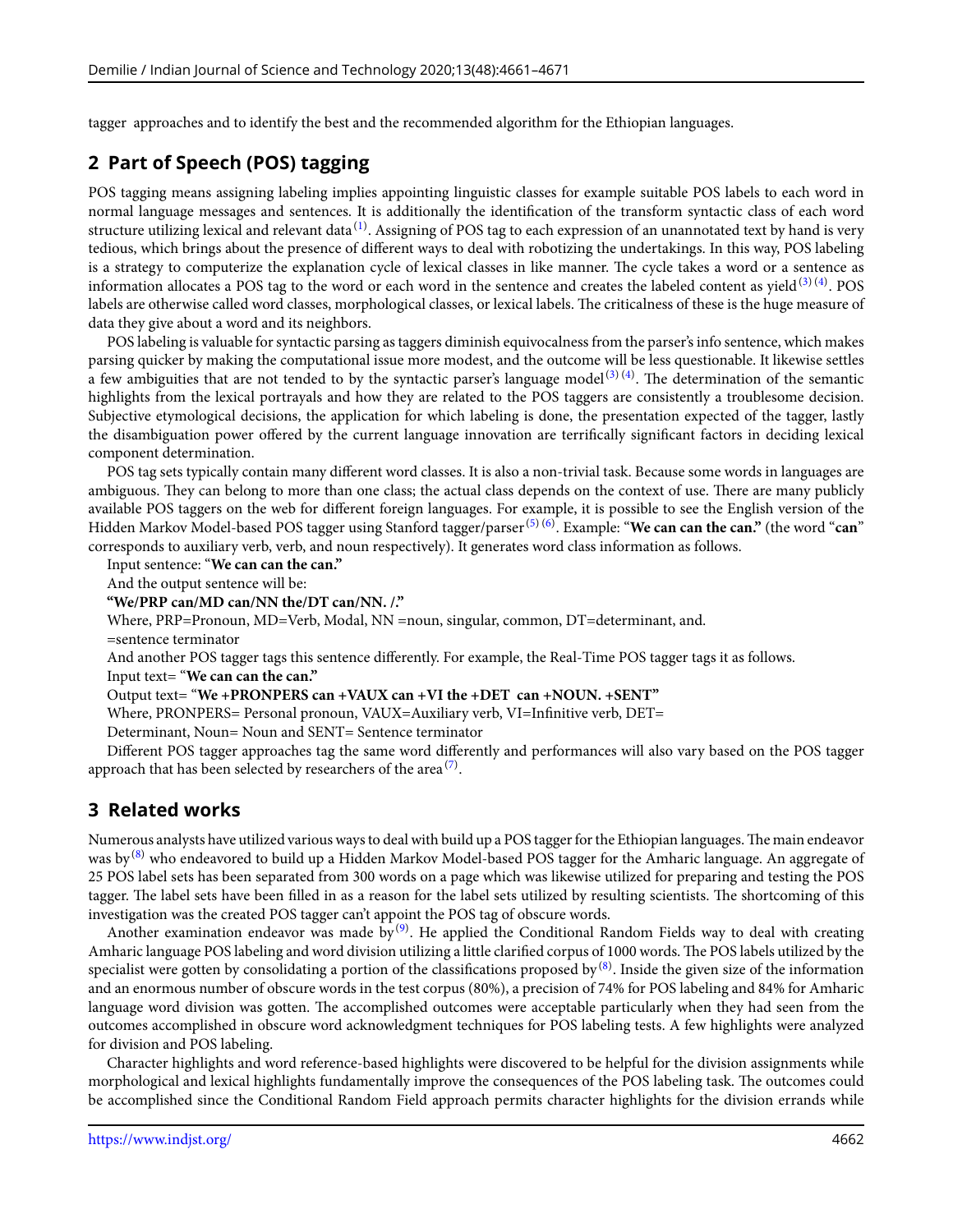tagger approaches and to identify the best and the recommended algorithm for the Ethiopian languages.

## 2 Part of Speech (POS) tagging

POS tagging means assigning labeling implies appointing linguistic classes for example suitable POS labels to each word in normal language messages and sentences. It is additionally the identification of the transform syntactic class of each word structure utilizing lexical and relevant data[1]. Assigning of POS tag to each expression of an unannotated text by hand is very tedious, which brings about the presence of different ways to deal with robotizing the undertakings. In this way, POS labeling is a strategy to computerize the explanation cycle of lexical classes in like manner. The cycle takes a word or a sentence as information allocates a POS tag to the word or each word in the sentence and creates the labeled content as yield[3] [4]. POS labels are otherwise called word classes, morphological classes, or lexical labels. The criticalness of these is the huge measure of data they give about a word and its neighbors.

POS labeling is valuable for syntactic parsing as taggers diminish equivocalness from the parser's info sentence, which makes parsing quicker by making the computational issue more modest, and the outcome will be less questionable. It likewise settles a few ambiguities that are not tended to by the syntactic parser's language model[3] [4]. The determination of the semantic highlights from the lexical portrayals and how they are related to the POS taggers are consistently a troublesome decision. Subjective etymological decisions, the application for which labeling is done, the presentation expected of the tagger, lastly the disambiguation power offered by the current language innovation are terrifically significant factors in deciding lexical component determination.

POS tag sets typically contain many different word classes. It is also a non-trivial task. Because some words in languages are ambiguous. They can belong to more than one class; the actual class depends on the context of use. There are many publicly available POS taggers on the web for different foreign languages. For example, it is possible to see the English version of the Hidden Markov Model-based POS tagger using Stanford tagger/parser[5] [6]. Example: "**We can can the can.**" (the word "**can**" corresponds to auxiliary verb, verb, and noun respectively). It generates word class information as follows.

Input sentence: "**We can can the can.**"

And the output sentence will be:

**"We/PRP can/MD can/NN the/DT can/NN. /."**

Where, PRP=Pronoun, MD=Verb, Modal, NN =noun, singular, common, DT=determinant, and.

=sentence terminator

And another POS tagger tags this sentence differently. For example, the Real-Time POS tagger tags it as follows.

Input text= "**We can can the can.**"

Output text= "**We +PRONPERS can +VAUX can +VI the +DET can +NOUN. +SENT"**

Where, PRONPERS= Personal pronoun, VAUX=Auxiliary verb, VI=Infinitive verb, DET=

Determinant, Noun= Noun and SENT= Sentence terminator

Different POS tagger approaches tag the same word differently and performances will also vary based on the POS tagger approach that has been selected by researchers of the area[7].

## 3 Related works

Numerous analysts have utilized various ways to deal with build up a POS tagger for the Ethiopian languages. The main endeavor was by[8] who endeavored to build up a Hidden Markov Model-based POS tagger for the Amharic language. An aggregate of 25 POS label sets has been separated from 300 words on a page which was likewise utilized for preparing and testing the POS tagger. The label sets have been filled in as a reason for the label sets utilized by resulting scientists. The shortcoming of this investigation was the created POS tagger can't appoint the POS tag of obscure words.

Another examination endeavor was made by[9]. He applied the Conditional Random Fields way to deal with creating Amharic language POS labeling and word division utilizing a little clarified corpus of 1000 words. The POS labels utilized by the specialist were gotten by consolidating a portion of the classifications proposed by[8]. Inside the given size of the information and an enormous number of obscure words in the test corpus (80%), a precision of 74% for POS labeling and 84% for Amharic language word division was gotten. The accomplished outcomes were acceptable particularly when they had seen from the outcomes accomplished in obscure word acknowledgment techniques for POS labeling tests. A few highlights were analyzed for division and POS labeling.

Character highlights and word reference-based highlights were discovered to be helpful for the division assignments while morphological and lexical highlights fundamentally improve the consequences of the POS labeling task. The outcomes could be accomplished since the Conditional Random Field approach permits character highlights for the division errands while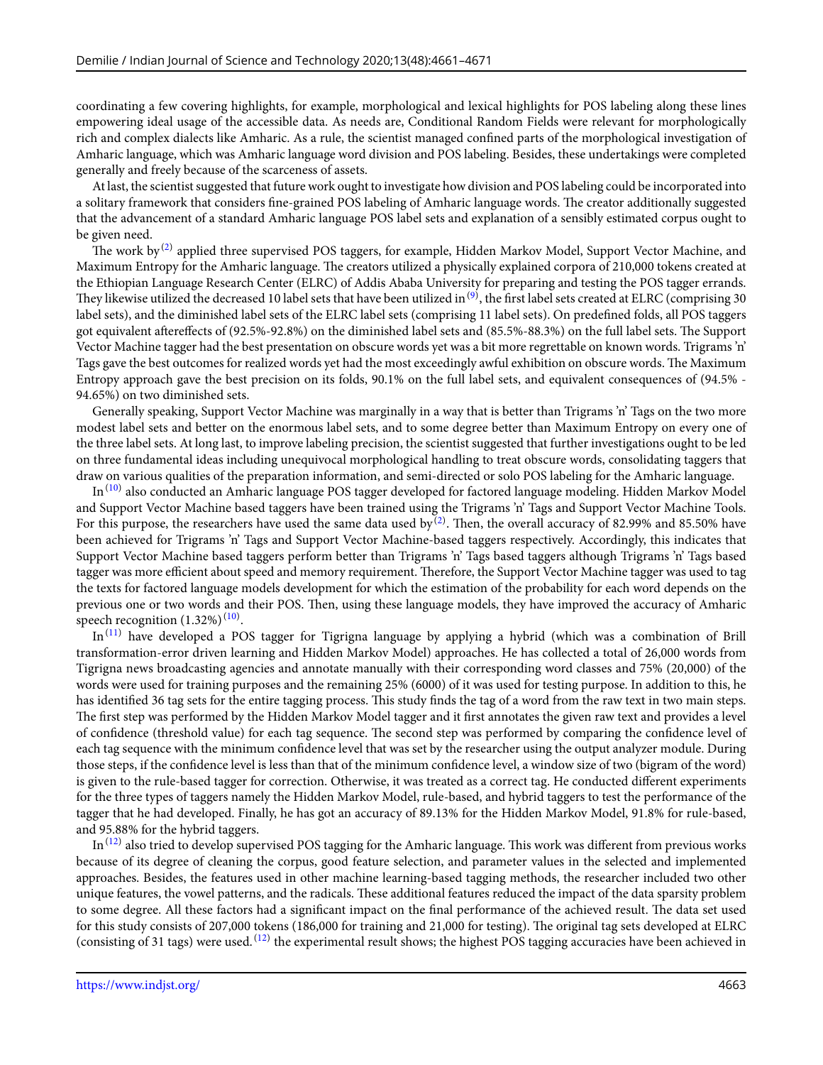coordinating a few covering highlights, for example, morphological and lexical highlights for POS labeling along these lines empowering ideal usage of the accessible data. As needs are, Conditional Random Fields were relevant for morphologically rich and complex dialects like Amharic. As a rule, the scientist managed confined parts of the morphological investigation of Amharic language, which was Amharic language word division and POS labeling. Besides, these undertakings were completed generally and freely because of the scarceness of assets.

At last, the scientist suggested that future work ought to investigate how division and POS labeling could be incorporated into a solitary framework that considers fine-grained POS labeling of Amharic language words. The creator additionally suggested that the advancement of a standard Amharic language POS label sets and explanation of a sensibly estimated corpus ought to be given need.

The work by[2] applied three supervised POS taggers, for example, Hidden Markov Model, Support Vector Machine, and Maximum Entropy for the Amharic language. The creators utilized a physically explained corpora of 210,000 tokens created at the Ethiopian Language Research Center (ELRC) of Addis Ababa University for preparing and testing the POS tagger errands. They likewise utilized the decreased 10 label sets that have been utilized in[9], the first label sets created at ELRC (comprising 30 label sets), and the diminished label sets of the ELRC label sets (comprising 11 label sets). On predefined folds, all POS taggers got equivalent aftereffects of (92.5%-92.8%) on the diminished label sets and (85.5%-88.3%) on the full label sets. The Support Vector Machine tagger had the best presentation on obscure words yet was a bit more regrettable on known words. Trigrams 'n' Tags gave the best outcomes for realized words yet had the most exceedingly awful exhibition on obscure words. The Maximum Entropy approach gave the best precision on its folds, 90.1% on the full label sets, and equivalent consequences of (94.5% - 94.65%) on two diminished sets.

Generally speaking, Support Vector Machine was marginally in a way that is better than Trigrams 'n' Tags on the two more modest label sets and better on the enormous label sets, and to some degree better than Maximum Entropy on every one of the three label sets. At long last, to improve labeling precision, the scientist suggested that further investigations ought to be led on three fundamental ideas including unequivocal morphological handling to treat obscure words, consolidating taggers that draw on various qualities of the preparation information, and semi-directed or solo POS labeling for the Amharic language.

In[10] also conducted an Amharic language POS tagger developed for factored language modeling. Hidden Markov Model and Support Vector Machine based taggers have been trained using the Trigrams 'n' Tags and Support Vector Machine Tools. For this purpose, the researchers have used the same data used by[2]. Then, the overall accuracy of 82.99% and 85.50% have been achieved for Trigrams 'n' Tags and Support Vector Machine-based taggers respectively. Accordingly, this indicates that Support Vector Machine based taggers perform better than Trigrams 'n' Tags based taggers although Trigrams 'n' Tags based tagger was more efficient about speed and memory requirement. Therefore, the Support Vector Machine tagger was used to tag the texts for factored language models development for which the estimation of the probability for each word depends on the previous one or two words and their POS. Then, using these language models, they have improved the accuracy of Amharic speech recognition (1.32%)[10].

In[11] have developed a POS tagger for Tigrigna language by applying a hybrid (which was a combination of Brill transformation-error driven learning and Hidden Markov Model) approaches. He has collected a total of 26,000 words from Tigrigna news broadcasting agencies and annotate manually with their corresponding word classes and 75% (20,000) of the words were used for training purposes and the remaining 25% (6000) of it was used for testing purpose. In addition to this, he has identified 36 tag sets for the entire tagging process. This study finds the tag of a word from the raw text in two main steps. The first step was performed by the Hidden Markov Model tagger and it first annotates the given raw text and provides a level of confidence (threshold value) for each tag sequence. The second step was performed by comparing the confidence level of each tag sequence with the minimum confidence level that was set by the researcher using the output analyzer module. During those steps, if the confidence level is less than that of the minimum confidence level, a window size of two (bigram of the word) is given to the rule-based tagger for correction. Otherwise, it was treated as a correct tag. He conducted different experiments for the three types of taggers namely the Hidden Markov Model, rule-based, and hybrid taggers to test the performance of the tagger that he had developed. Finally, he has got an accuracy of 89.13% for the Hidden Markov Model, 91.8% for rule-based, and 95.88% for the hybrid taggers.

In[12] also tried to develop supervised POS tagging for the Amharic language. This work was different from previous works because of its degree of cleaning the corpus, good feature selection, and parameter values in the selected and implemented approaches. Besides, the features used in other machine learning-based tagging methods, the researcher included two other unique features, the vowel patterns, and the radicals. These additional features reduced the impact of the data sparsity problem to some degree. All these factors had a significant impact on the final performance of the achieved result. The data set used for this study consists of 207,000 tokens (186,000 for training and 21,000 for testing). The original tag sets developed at ELRC (consisting of 31 tags) were used.[12] the experimental result shows; the highest POS tagging accuracies have been achieved in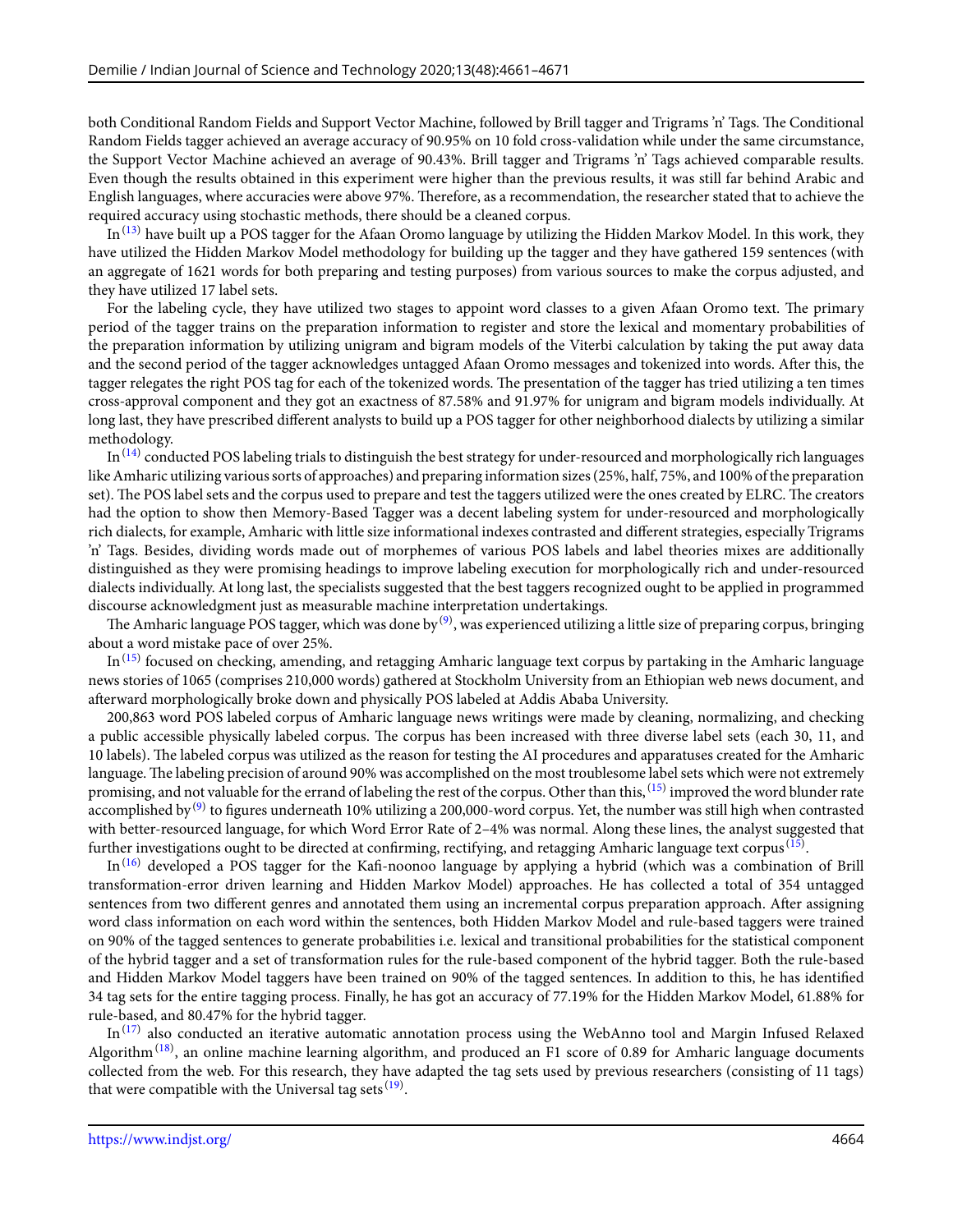both Conditional Random Fields and Support Vector Machine, followed by Brill tagger and Trigrams 'n' Tags. The Conditional Random Fields tagger achieved an average accuracy of 90.95% on 10 fold cross-validation while under the same circumstance, the Support Vector Machine achieved an average of 90.43%. Brill tagger and Trigrams 'n' Tags achieved comparable results. Even though the results obtained in this experiment were higher than the previous results, it was still far behind Arabic and English languages, where accuracies were above 97%. Therefore, as a recommendation, the researcher stated that to achieve the required accuracy using stochastic methods, there should be a cleaned corpus.

In[13] have built up a POS tagger for the Afaan Oromo language by utilizing the Hidden Markov Model. In this work, they have utilized the Hidden Markov Model methodology for building up the tagger and they have gathered 159 sentences (with an aggregate of 1621 words for both preparing and testing purposes) from various sources to make the corpus adjusted, and they have utilized 17 label sets.

For the labeling cycle, they have utilized two stages to appoint word classes to a given Afaan Oromo text. The primary period of the tagger trains on the preparation information to register and store the lexical and momentary probabilities of the preparation information by utilizing unigram and bigram models of the Viterbi calculation by taking the put away data and the second period of the tagger acknowledges untagged Afaan Oromo messages and tokenized into words. After this, the tagger relegates the right POS tag for each of the tokenized words. The presentation of the tagger has tried utilizing a ten times cross-approval component and they got an exactness of 87.58% and 91.97% for unigram and bigram models individually. At long last, they have prescribed different analysts to build up a POS tagger for other neighborhood dialects by utilizing a similar methodology.

In[14] conducted POS labeling trials to distinguish the best strategy for under-resourced and morphologically rich languages like Amharic utilizing various sorts of approaches) and preparing information sizes (25%, half, 75%, and 100% of the preparation set). The POS label sets and the corpus used to prepare and test the taggers utilized were the ones created by ELRC. The creators had the option to show then Memory-Based Tagger was a decent labeling system for under-resourced and morphologically rich dialects, for example, Amharic with little size informational indexes contrasted and different strategies, especially Trigrams 'n' Tags. Besides, dividing words made out of morphemes of various POS labels and label theories mixes are additionally distinguished as they were promising headings to improve labeling execution for morphologically rich and under-resourced dialects individually. At long last, the specialists suggested that the best taggers recognized ought to be applied in programmed discourse acknowledgment just as measurable machine interpretation undertakings.

The Amharic language POS tagger, which was done by[9], was experienced utilizing a little size of preparing corpus, bringing about a word mistake pace of over 25%.

In[15] focused on checking, amending, and retagging Amharic language text corpus by partaking in the Amharic language news stories of 1065 (comprises 210,000 words) gathered at Stockholm University from an Ethiopian web news document, and afterward morphologically broke down and physically POS labeled at Addis Ababa University.

200,863 word POS labeled corpus of Amharic language news writings were made by cleaning, normalizing, and checking a public accessible physically labeled corpus. The corpus has been increased with three diverse label sets (each 30, 11, and 10 labels). The labeled corpus was utilized as the reason for testing the AI procedures and apparatuses created for the Amharic language. The labeling precision of around 90% was accomplished on the most troublesome label sets which were not extremely promising, and not valuable for the errand of labeling the rest of the corpus. Other than this, [15] improved the word blunder rate accomplished by[9] to figures underneath 10% utilizing a 200,000-word corpus. Yet, the number was still high when contrasted with better-resourced language, for which Word Error Rate of 2–4% was normal. Along these lines, the analyst suggested that further investigations ought to be directed at confirming, rectifying, and retagging Amharic language text corpus[15].

In[16] developed a POS tagger for the Kafi-noonoo language by applying a hybrid (which was a combination of Brill transformation-error driven learning and Hidden Markov Model) approaches. He has collected a total of 354 untagged sentences from two different genres and annotated them using an incremental corpus preparation approach. After assigning word class information on each word within the sentences, both Hidden Markov Model and rule-based taggers were trained on 90% of the tagged sentences to generate probabilities i.e. lexical and transitional probabilities for the statistical component of the hybrid tagger and a set of transformation rules for the rule-based component of the hybrid tagger. Both the rule-based and Hidden Markov Model taggers have been trained on 90% of the tagged sentences. In addition to this, he has identified 34 tag sets for the entire tagging process. Finally, he has got an accuracy of 77.19% for the Hidden Markov Model, 61.88% for rule-based, and 80.47% for the hybrid tagger.

In[17] also conducted an iterative automatic annotation process using the WebAnno tool and Margin Infused Relaxed Algorithm[18], an online machine learning algorithm, and produced an F1 score of 0.89 for Amharic language documents collected from the web. For this research, they have adapted the tag sets used by previous researchers (consisting of 11 tags) that were compatible with the Universal tag sets[19].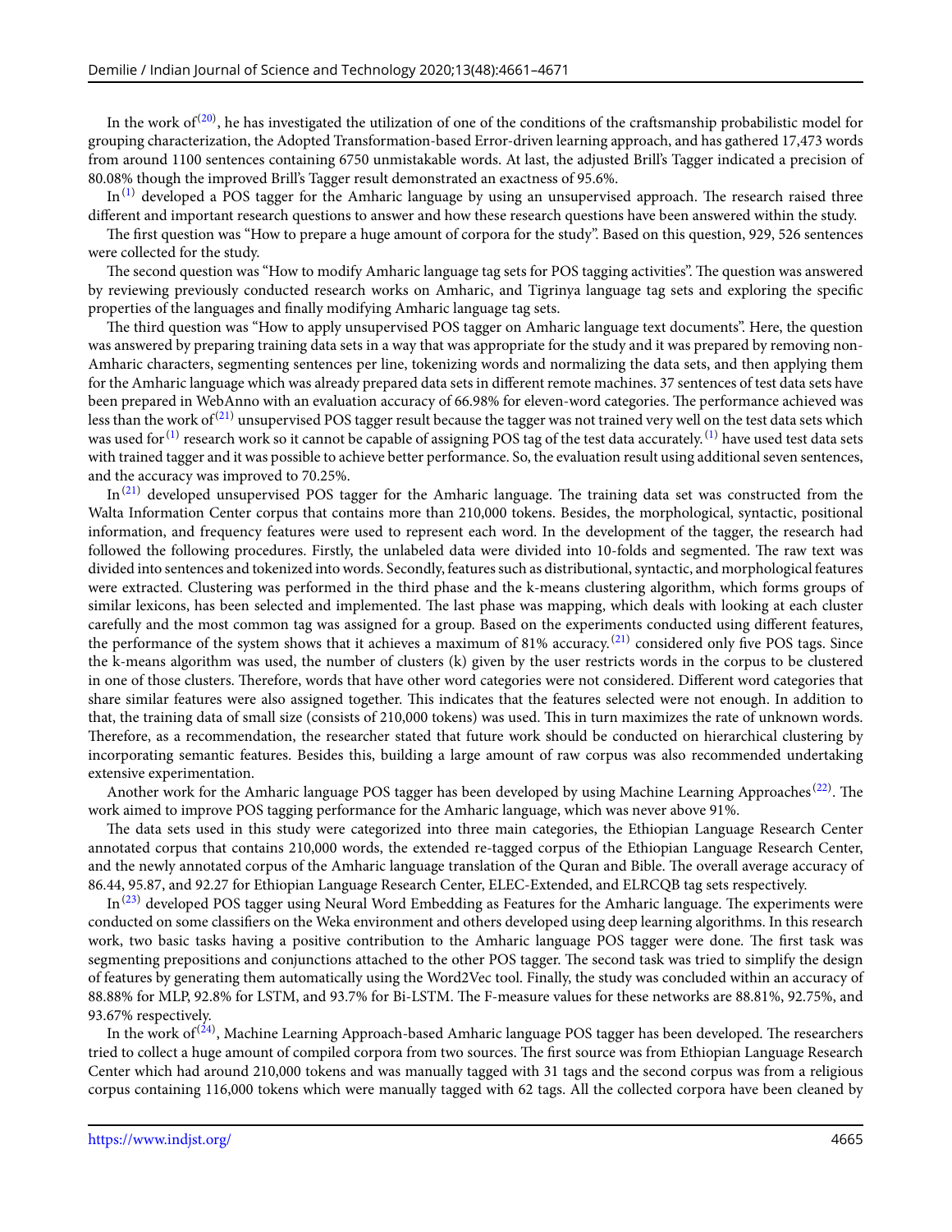In the work of[20], he has investigated the utilization of one of the conditions of the craftsmanship probabilistic model for grouping characterization, the Adopted Transformation-based Error-driven learning approach, and has gathered 17,473 words from around 1100 sentences containing 6750 unmistakable words. At last, the adjusted Brill's Tagger indicated a precision of 80.08% though the improved Brill's Tagger result demonstrated an exactness of 95.6%.

In[1] developed a POS tagger for the Amharic language by using an unsupervised approach. The research raised three different and important research questions to answer and how these research questions have been answered within the study.

The first question was "How to prepare a huge amount of corpora for the study". Based on this question, 929, 526 sentences were collected for the study.

The second question was "How to modify Amharic language tag sets for POS tagging activities". The question was answered by reviewing previously conducted research works on Amharic, and Tigrinya language tag sets and exploring the specific properties of the languages and finally modifying Amharic language tag sets.

The third question was "How to apply unsupervised POS tagger on Amharic language text documents". Here, the question was answered by preparing training data sets in a way that was appropriate for the study and it was prepared by removing non-Amharic characters, segmenting sentences per line, tokenizing words and normalizing the data sets, and then applying them for the Amharic language which was already prepared data sets in different remote machines. 37 sentences of test data sets have been prepared in WebAnno with an evaluation accuracy of 66.98% for eleven-word categories. The performance achieved was less than the work of[21] unsupervised POS tagger result because the tagger was not trained very well on the test data sets which was used for[1] research work so it cannot be capable of assigning POS tag of the test data accurately.[1] have used test data sets with trained tagger and it was possible to achieve better performance. So, the evaluation result using additional seven sentences, and the accuracy was improved to 70.25%.

In[21] developed unsupervised POS tagger for the Amharic language. The training data set was constructed from the Walta Information Center corpus that contains more than 210,000 tokens. Besides, the morphological, syntactic, positional information, and frequency features were used to represent each word. In the development of the tagger, the research had followed the following procedures. Firstly, the unlabeled data were divided into 10-folds and segmented. The raw text was divided into sentences and tokenized into words. Secondly, features such as distributional, syntactic, and morphological features were extracted. Clustering was performed in the third phase and the k-means clustering algorithm, which forms groups of similar lexicons, has been selected and implemented. The last phase was mapping, which deals with looking at each cluster carefully and the most common tag was assigned for a group. Based on the experiments conducted using different features, the performance of the system shows that it achieves a maximum of 81% accuracy.[21] considered only five POS tags. Since the k-means algorithm was used, the number of clusters (k) given by the user restricts words in the corpus to be clustered in one of those clusters. Therefore, words that have other word categories were not considered. Different word categories that share similar features were also assigned together. This indicates that the features selected were not enough. In addition to that, the training data of small size (consists of 210,000 tokens) was used. This in turn maximizes the rate of unknown words. Therefore, as a recommendation, the researcher stated that future work should be conducted on hierarchical clustering by incorporating semantic features. Besides this, building a large amount of raw corpus was also recommended undertaking extensive experimentation.

Another work for the Amharic language POS tagger has been developed by using Machine Learning Approaches[22]. The work aimed to improve POS tagging performance for the Amharic language, which was never above 91%.

The data sets used in this study were categorized into three main categories, the Ethiopian Language Research Center annotated corpus that contains 210,000 words, the extended re-tagged corpus of the Ethiopian Language Research Center, and the newly annotated corpus of the Amharic language translation of the Quran and Bible. The overall average accuracy of 86.44, 95.87, and 92.27 for Ethiopian Language Research Center, ELEC-Extended, and ELRCQB tag sets respectively.

In[23] developed POS tagger using Neural Word Embedding as Features for the Amharic language. The experiments were conducted on some classifiers on the Weka environment and others developed using deep learning algorithms. In this research work, two basic tasks having a positive contribution to the Amharic language POS tagger were done. The first task was segmenting prepositions and conjunctions attached to the other POS tagger. The second task was tried to simplify the design of features by generating them automatically using the Word2Vec tool. Finally, the study was concluded within an accuracy of 88.88% for MLP, 92.8% for LSTM, and 93.7% for Bi-LSTM. The F-measure values for these networks are 88.81%, 92.75%, and 93.67% respectively.

In the work of[24], Machine Learning Approach-based Amharic language POS tagger has been developed. The researchers tried to collect a huge amount of compiled corpora from two sources. The first source was from Ethiopian Language Research Center which had around 210,000 tokens and was manually tagged with 31 tags and the second corpus was from a religious corpus containing 116,000 tokens which were manually tagged with 62 tags. All the collected corpora have been cleaned by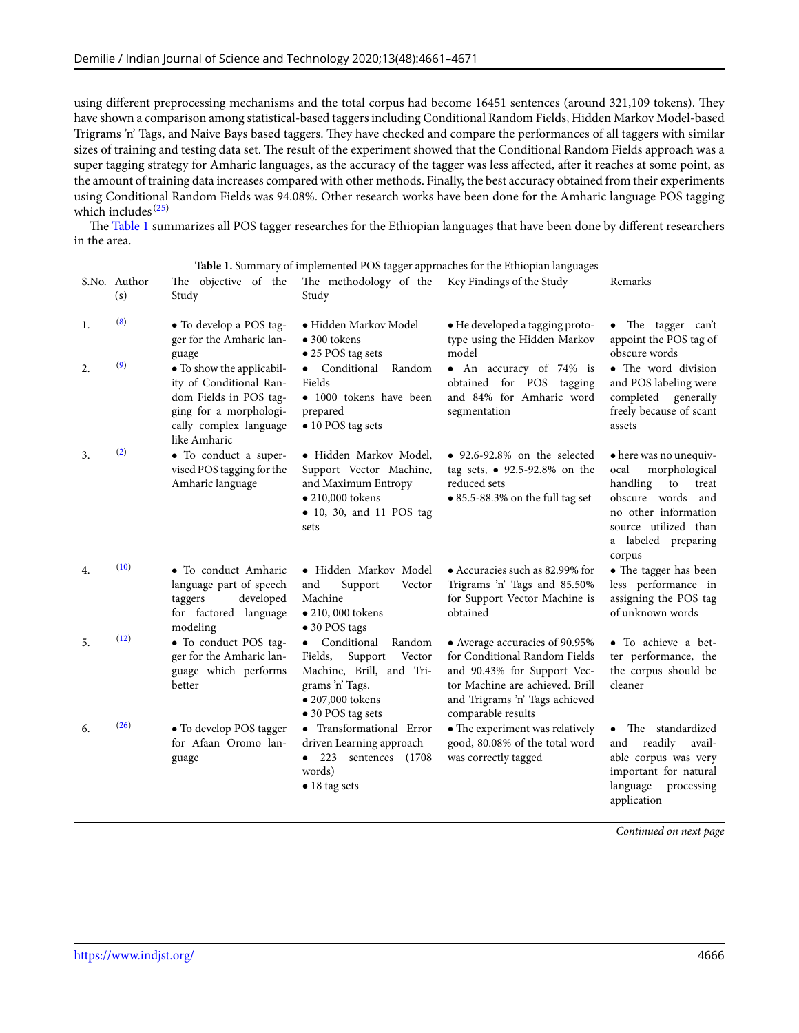using different preprocessing mechanisms and the total corpus had become 16451 sentences (around 321,109 tokens). They have shown a comparison among statistical-based taggers including Conditional Random Fields, Hidden Markov Model-based Trigrams 'n' Tags, and Naive Bays based taggers. They have checked and compare the performances of all taggers with similar sizes of training and testing data set. The result of the experiment showed that the Conditional Random Fields approach was a super tagging strategy for Amharic languages, as the accuracy of the tagger was less affected, after it reaches at some point, as the amount of training data increases compared with other methods. Finally, the best accuracy obtained from their experiments using Conditional Random Fields was 94.08%. Other research works have been done for the Amharic language POS tagging which includes[25]

The Table 1 summarizes all POS tagger researches for the Ethiopian languages that have been done by different researchers in the area.

**Table 1.** Summary of implemented POS tagger approaches for the Ethiopian languages

| S.No. | Author (s) | The objective of the Study | The methodology of the Study | Key Findings of the Study | Remarks |
|---|---|---|---|---|---|
| 1. | [8] | • To develop a POS tagger for the Amharic language | • Hidden Markov Model<br>• 300 tokens<br>• 25 POS tag sets | • He developed a tagging prototype using the Hidden Markov model | • The tagger can't appoint the POS tag of obscure words |
| 2. | [9] | • To show the applicability of Conditional Random Fields in POS tagging for a morphologically complex language like Amharic | • Conditional Random Fields<br>• 1000 tokens have been prepared<br>• 10 POS tag sets | • An accuracy of 74% is obtained for POS tagging and 84% for Amharic word segmentation | • The word division and POS labeling were completed generally freely because of scant assets |
| 3. | [2] | • To conduct a supervised POS tagging for the Amharic language | • Hidden Markov Model, Support Vector Machine, and Maximum Entropy<br>• 210,000 tokens<br>• 10, 30, and 11 POS tag sets | • 92.6-92.8% on the selected tag sets, • 92.5-92.8% on the reduced sets<br>• 85.5-88.3% on the full tag set | • here was no unequivocal morphological handling to treat obscure words and no other information source utilized than a labeled preparing corpus |
| 4. | [10] | • To conduct Amharic language part of speech taggers developed for factored language modeling | • Hidden Markov Model and Support Vector Machine<br>• 210, 000 tokens<br>• 30 POS tags | • Accuracies such as 82.99% for Trigrams 'n' Tags and 85.50% for Support Vector Machine is obtained | • The tagger has been less performance in assigning the POS tag of unknown words |
| 5. | [12] | • To conduct POS tagger for the Amharic language which performs better | • Conditional Random Fields, Support Vector Machine, Brill, and Trigrams 'n' Tags.<br>• 207,000 tokens<br>• 30 POS tag sets | • Average accuracies of 90.95% for Conditional Random Fields and 90.43% for Support Vector Machine are achieved. Brill and Trigrams 'n' Tags achieved comparable results | • To achieve a better performance, the the corpus should be cleaner |
| 6. | [26] | • To develop POS tagger for Afaan Oromo language | • Transformational Error driven Learning approach<br>• 223 sentences (1708 words)<br>• 18 tag sets | • The experiment was relatively good, 80.08% of the total word was correctly tagged | • The standardized and readily available corpus was very important for natural language processing application |

*Continued on next page*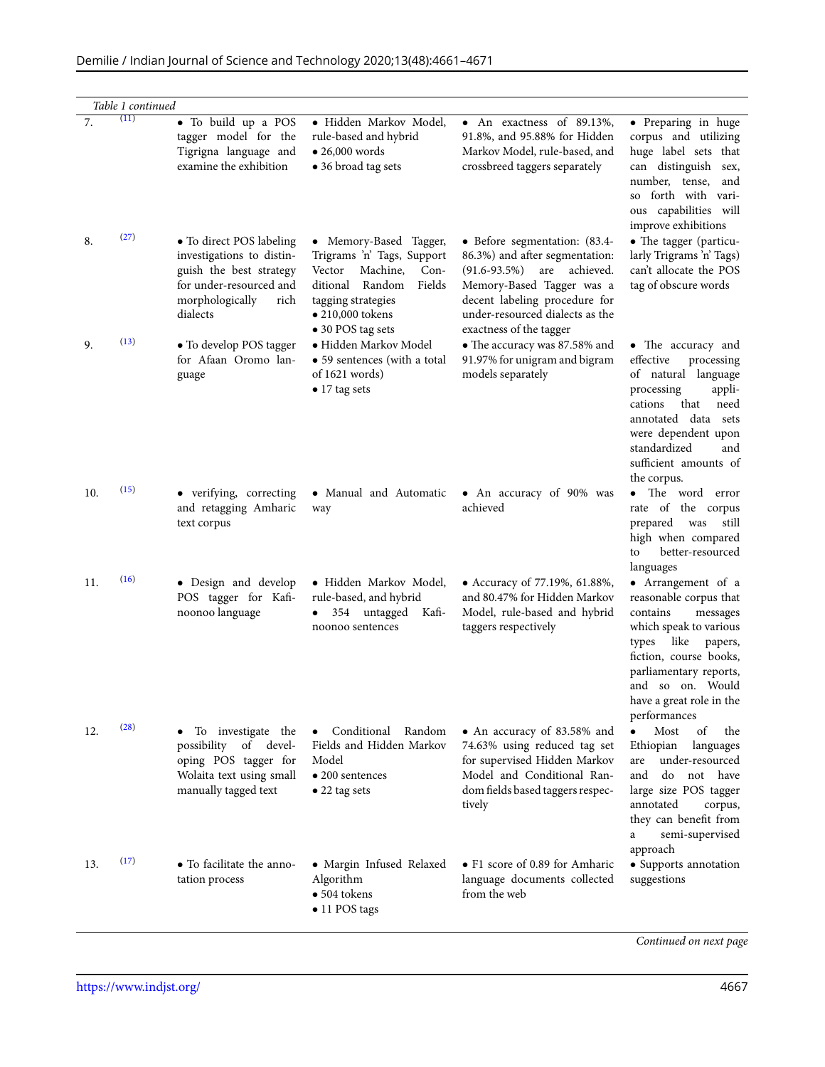*Table 1 continued*

| | | | | | |
|---|---|---|---|---|---|
| 7. | (11) | • To build up a POS tagger model for the Tigrigna language and examine the exhibition | • Hidden Markov Model, rule-based and hybrid<br>• 26,000 words<br>• 36 broad tag sets | • An exactness of 89.13%, 91.8%, and 95.88% for Hidden Markov Model, rule-based, and crossbreed taggers separately | • Preparing in huge corpus and utilizing huge label sets that can distinguish sex, number, tense, and so forth with various capabilities will improve exhibitions |
| 8. | (27) | • To direct POS labeling investigations to distinguish the best strategy for under-resourced and morphologically rich dialects | • Memory-Based Tagger, Trigrams 'n' Tags, Support Vector Machine, Conditional Random Fields tagging strategies<br>• 210,000 tokens<br>• 30 POS tag sets | • Before segmentation: (83.4-86.3%) and after segmentation: (91.6-93.5%) are achieved. Memory-Based Tagger was a decent labeling procedure for under-resourced dialects as the exactness of the tagger | • The tagger (particularly Trigrams 'n' Tags) can't allocate the POS tag of obscure words |
| 9. | (13) | • To develop POS tagger for Afaan Oromo language | • Hidden Markov Model<br>• 59 sentences (with a total of 1621 words)<br>• 17 tag sets | • The accuracy was 87.58% and 91.97% for unigram and bigram models separately | • The accuracy and effective processing of natural language processing applications that need annotated data sets were dependent upon standardized and sufficient amounts of the corpus. |
| 10. | (15) | • verifying, correcting and retagging Amharic text corpus | • Manual and Automatic way | • An accuracy of 90% was achieved | • The word error rate of the corpus prepared was still high when compared to better-resourced languages |
| 11. | (16) | • Design and develop POS tagger for Kafinoonoo language | • Hidden Markov Model, rule-based, and hybrid<br>• 354 untagged Kafinoonoo sentences | • Accuracy of 77.19%, 61.88%, and 80.47% for Hidden Markov Model, rule-based and hybrid taggers respectively | • Arrangement of a reasonable corpus that contains messages which speak to various types like papers, fiction, course books, parliamentary reports, and so on. Would have a great role in the performances |
| 12. | (28) | • To investigate the possibility of developing POS tagger for Wolaita text using small manually tagged text | • Conditional Random Fields and Hidden Markov Model<br>• 200 sentences<br>• 22 tag sets | • An accuracy of 83.58% and 74.63% using reduced tag set for supervised Hidden Markov Model and Conditional Random fields based taggers respectively | • Most of the Ethiopian languages are under-resourced and do not have large size POS tagger annotated corpus, they can benefit from a semi-supervised approach |
| 13. | (17) | • To facilitate the annotation process | • Margin Infused Relaxed Algorithm<br>• 504 tokens<br>• 11 POS tags | • F1 score of 0.89 for Amharic language documents collected from the web | • Supports annotation suggestions |

*Continued on next page*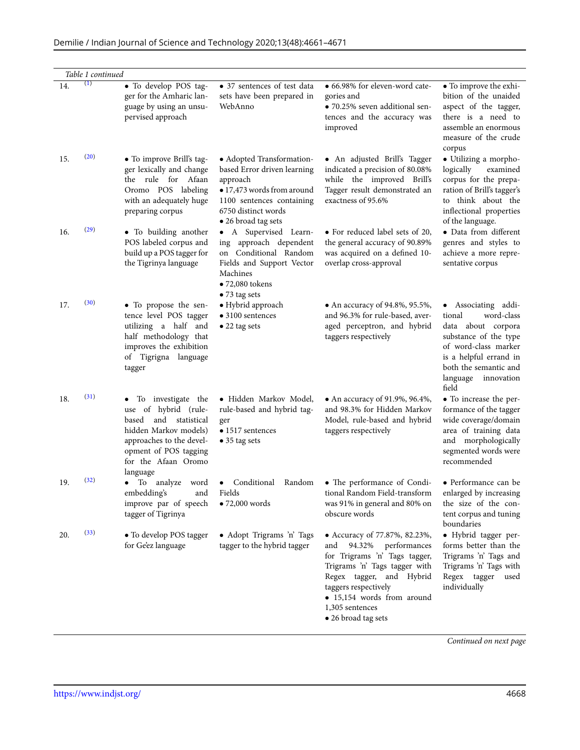*Table 1 continued*

| | | | | | |
|---|---|---|---|---|---|
| 14. | [1] | • To develop POS tagger for the Amharic language by using an unsupervised approach | • 37 sentences of test data sets have been prepared in WebAnno | • 66.98% for eleven-word categories and<br>• 70.25% seven additional sentences and the accuracy was improved | • To improve the exhibition of the unaided aspect of the tagger, there is a need to assemble an enormous measure of the crude corpus |
| 15. | [20] | • To improve Brill's tagger lexically and change the rule for Afaan Oromo POS labeling with an adequately huge preparing corpus | • Adopted Transformation-based Error driven learning approach<br>• 17,473 words from around 1100 sentences containing 6750 distinct words<br>• 26 broad tag sets | • An adjusted Brill's Tagger indicated a precision of 80.08% while the improved Brill's Tagger result demonstrated an exactness of 95.6% | • Utilizing a morphologically examined corpus for the preparation of Brill's tagger's to think about the inflectional properties of the language. |
| 16. | [29] | • To building another POS labeled corpus and build up a POS tagger for the Tigrinya language | • A Supervised Learning approach dependent on Conditional Random Fields and Support Vector Machines<br>• 72,080 tokens<br>• 73 tag sets | • For reduced label sets of 20, the general accuracy of 90.89% was acquired on a defined 10-overlap cross-approval | • Data from different genres and styles to achieve a more representative corpus |
| 17. | [30] | • To propose the sentence level POS tagger utilizing a half and half methodology that improves the exhibition of Tigrigna language tagger | • Hybrid approach<br>• 3100 sentences<br>• 22 tag sets | • An accuracy of 94.8%, 95.5%, and 96.3% for rule-based, averaged perceptron, and hybrid taggers respectively | • Associating additional word-class data about corpora substance of the type of word-class marker is a helpful errand in both the semantic and language innovation field |
| 18. | [31] | • To investigate the use of hybrid (rule-based and statistical hidden Markov models) approaches to the development of POS tagging for the Afaan Oromo language | • Hidden Markov Model, rule-based and hybrid tagger<br>• 1517 sentences<br>• 35 tag sets | • An accuracy of 91.9%, 96.4%, and 98.3% for Hidden Markov Model, rule-based and hybrid taggers respectively | • To increase the performance of the tagger wide coverage/domain area of training data and morphologically segmented words were recommended |
| 19. | [32] | • To analyze word embedding's and improve par of speech tagger of Tigrinya | • Conditional Random Fields<br>• 72,000 words | • The performance of Conditional Random Field-transform was 91% in general and 80% on obscure words | • Performance can be enlarged by increasing the size of the content corpus and tuning boundaries |
| 20. | [33] | • To develop POS tagger for Ge'ez language | • Adopt Trigrams 'n' Tags tagger to the hybrid tagger | • Accuracy of 77.87%, 82.23%, and 94.32% performances for Trigrams 'n' Tags tagger, Trigrams 'n' Tags tagger with Regex tagger, and Hybrid taggers respectively<br>• 15,154 words from around 1,305 sentences<br>• 26 broad tag sets | • Hybrid tagger performs better than the Trigrams 'n' Tags and Trigrams 'n' Tags with Regex tagger used individually |

*Continued on next page*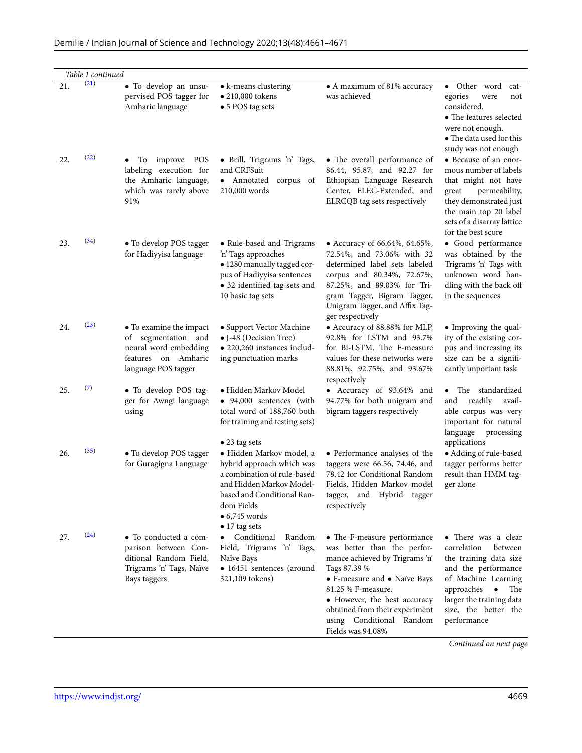*Table 1 continued*

| | | | | | |
|---|---|---|---|---|---|
| 21. | [21] | • To develop an unsupervised POS tagger for Amharic language | • k-means clustering<br>• 210,000 tokens<br>• 5 POS tag sets | • A maximum of 81% accuracy was achieved | • Other word categories were not considered.<br>• The features selected were not enough.<br>• The data used for this study was not enough |
| 22. | [22] | • To improve POS labeling execution for the Amharic language, which was rarely above 91% | • Brill, Trigrams 'n' Tags, and CRFSuit<br>• Annotated corpus of 210,000 words | • The overall performance of 86.44, 95.87, and 92.27 for Ethiopian Language Research Center, ELEC-Extended, and ELRCQB tag sets respectively | • Because of an enormous number of labels that might not have great permeability, they demonstrated just the main top 20 label sets of a disarray lattice for the best score |
| 23. | [34] | • To develop POS tagger for Hadiyyisa language | • Rule-based and Trigrams 'n' Tags approaches<br>• 1280 manually tagged corpus of Hadiyyisa sentences<br>• 32 identified tag sets and 10 basic tag sets | • Accuracy of 66.64%, 64.65%, 72.54%, and 73.06% with 32 determined label sets labeled corpus and 80.34%, 72.67%, 87.25%, and 89.03% for Trigram Tagger, Bigram Tagger, Unigram Tagger, and Affix Tagger respectively | • Good performance was obtained by the Trigrams 'n' Tags with unknown word handling with the back off in the sequences |
| 24. | [23] | • To examine the impact of segmentation and neural word embedding features on Amharic language POS tagger | • Support Vector Machine<br>• J-48 (Decision Tree)<br>• 220,260 instances including punctuation marks | • Accuracy of 88.88% for MLP, 92.8% for LSTM and 93.7% for Bi-LSTM. The F-measure values for these networks were 88.81%, 92.75%, and 93.67% respectively | • Improving the quality of the existing corpus and increasing its size can be a significantly important task |
| 25. | [7] | • To develop POS tagger for Awngi language using | • Hidden Markov Model<br>• 94,000 sentences (with total word of 188,760 both for training and testing sets)<br>• 23 tag sets | • Accuracy of 93.64% and 94.77% for both unigram and bigram taggers respectively | • The standardized and readily available corpus was very important for natural language processing applications |
| 26. | [35] | • To develop POS tagger for Guragigna Language | • Hidden Markov model, a hybrid approach which was a combination of rule-based and Hidden Markov Model-based and Conditional Random Fields<br>• 6,745 words<br>• 17 tag sets | • Performance analyses of the taggers were 66.56, 74.46, and 78.42 for Conditional Random Fields, Hidden Markov model tagger, and Hybrid tagger respectively | • Adding of rule-based tagger performs better result than HMM tagger alone |
| 27. | [24] | • To conducted a comparison between Conditional Random Field, Trigrams 'n' Tags, Naïve Bays taggers | • Conditional Random Field, Trigrams 'n' Tags, Naïve Bays<br>• 16451 sentences (around 321,109 tokens) | • The F-measure performance was better than the performance achieved by Trigrams 'n' Tags 87.39 %<br>• F-measure and • Naïve Bays 81.25 % F-measure.<br>• However, the best accuracy obtained from their experiment using Conditional Random Fields was 94.08% | • There was a clear correlation between the training data size and the performance of Machine Learning approaches • The larger the training data size, the better the performance |

*Continued on next page*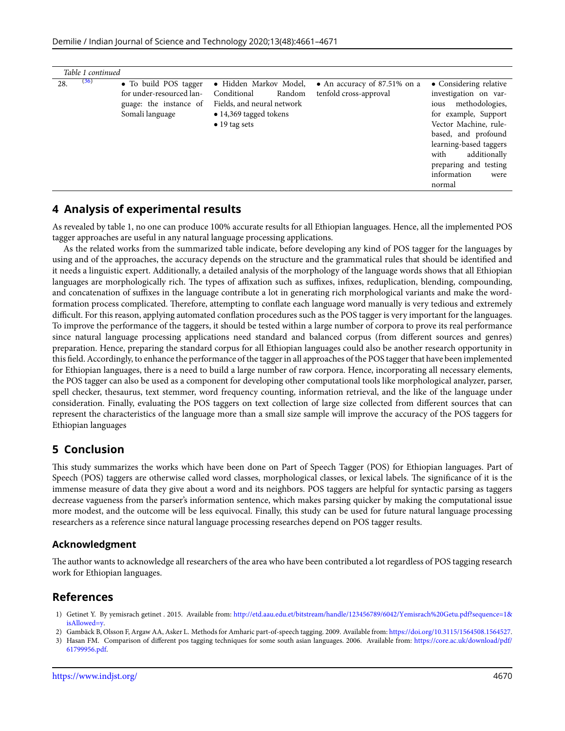*Table 1 continued*

| | | | | |
|---|---|---|---|---|
| 28. [36] | • To build POS tagger for under-resourced language: the instance of Somali language | • Hidden Markov Model, Conditional Random Fields, and neural network<br>• 14,369 tagged tokens<br>• 19 tag sets | • An accuracy of 87.51% on a tenfold cross-approval | • Considering relative investigation on various methodologies, for example, Support Vector Machine, rule-based, and profound learning-based taggers with additionally preparing and testing information were normal |

## 4 Analysis of experimental results

As revealed by table 1, no one can produce 100% accurate results for all Ethiopian languages. Hence, all the implemented POS tagger approaches are useful in any natural language processing applications.

As the related works from the summarized table indicate, before developing any kind of POS tagger for the languages by using and of the approaches, the accuracy depends on the structure and the grammatical rules that should be identified and it needs a linguistic expert. Additionally, a detailed analysis of the morphology of the language words shows that all Ethiopian languages are morphologically rich. The types of affixation such as suffixes, infixes, reduplication, blending, compounding, and concatenation of suffixes in the language contribute a lot in generating rich morphological variants and make the word-formation process complicated. Therefore, attempting to conflate each language word manually is very tedious and extremely difficult. For this reason, applying automated conflation procedures such as the POS tagger is very important for the languages. To improve the performance of the taggers, it should be tested within a large number of corpora to prove its real performance since natural language processing applications need standard and balanced corpus (from different sources and genres) preparation. Hence, preparing the standard corpus for all Ethiopian languages could also be another research opportunity in this field. Accordingly, to enhance the performance of the tagger in all approaches of the POS tagger that have been implemented for Ethiopian languages, there is a need to build a large number of raw corpora. Hence, incorporating all necessary elements, the POS tagger can also be used as a component for developing other computational tools like morphological analyzer, parser, spell checker, thesaurus, text stemmer, word frequency counting, information retrieval, and the like of the language under consideration. Finally, evaluating the POS taggers on text collection of large size collected from different sources that can represent the characteristics of the language more than a small size sample will improve the accuracy of the POS taggers for Ethiopian languages

## 5 Conclusion

This study summarizes the works which have been done on Part of Speech Tagger (POS) for Ethiopian languages. Part of Speech (POS) taggers are otherwise called word classes, morphological classes, or lexical labels. The significance of it is the immense measure of data they give about a word and its neighbors. POS taggers are helpful for syntactic parsing as taggers decrease vagueness from the parser's information sentence, which makes parsing quicker by making the computational issue more modest, and the outcome will be less equivocal. Finally, this study can be used for future natural language processing researchers as a reference since natural language processing researches depend on POS tagger results.

### Acknowledgment

The author wants to acknowledge all researchers of the area who have been contributed a lot regardless of POS tagging research work for Ethiopian languages.

## References

1) Getinet Y. By yemisrach getinet . 2015. Available from: http://etd.aau.edu.et/bitstream/handle/123456789/6042/Yemisrach%20Getu.pdf?sequence=1&isAllowed=y.
2) Gambäck B, Olsson F, Argaw AA, Asker L. Methods for Amharic part-of-speech tagging. 2009. Available from: https://doi.org/10.3115/1564508.1564527.
3) Hasan FM. Comparison of different pos tagging techniques for some south asian languages. 2006. Available from: https://core.ac.uk/download/pdf/61799956.pdf.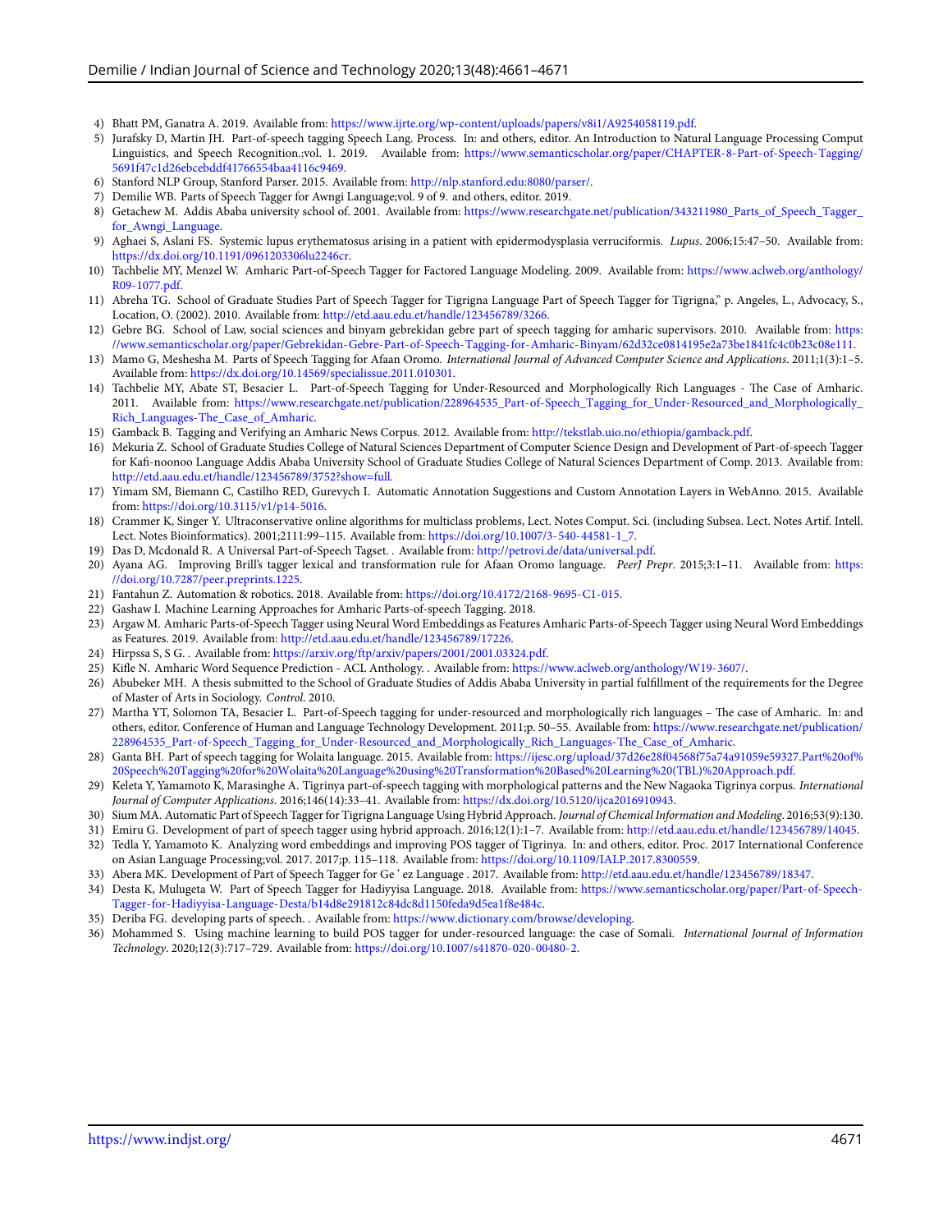4) Bhatt PM, Ganatra A. 2019. Available from: https://www.ijrte.org/wp-content/uploads/papers/v8i1/A9254058119.pdf.
5) Jurafsky D, Martin JH. Part-of-speech tagging Speech Lang. Process. In: and others, editor. An Introduction to Natural Language Processing Comput Linguistics, and Speech Recognition.;vol. 1. 2019. Available from: https://www.semanticscholar.org/paper/CHAPTER-8-Part-of-Speech-Tagging/5691f47c1d26ebcebddf41766554baa4116c9469.
6) Stanford NLP Group, Stanford Parser. 2015. Available from: http://nlp.stanford.edu:8080/parser/.
7) Demilie WB. Parts of Speech Tagger for Awngi Language;vol. 9 of 9. and others, editor. 2019.
8) Getachew M. Addis Ababa university school of. 2001. Available from: https://www.researchgate.net/publication/343211980_Parts_of_Speech_Tagger_for_Awngi_Language.
9) Aghaei S, Aslani FS. Systemic lupus erythematosus arising in a patient with epidermodysplasia verruciformis. *Lupus*. 2006;15:47–50. Available from: https://dx.doi.org/10.1191/0961203306lu2246cr.
10) Tachbelie MY, Menzel W. Amharic Part-of-Speech Tagger for Factored Language Modeling. 2009. Available from: https://www.aclweb.org/anthology/R09-1077.pdf.
11) Abreha TG. School of Graduate Studies Part of Speech Tagger for Tigrigna Language Part of Speech Tagger for Tigrigna," p. Angeles, L., Advocacy, S., Location, O. (2002). 2010. Available from: http://etd.aau.edu.et/handle/123456789/3266.
12) Gebre BG. School of Law, social sciences and binyam gebrekidan gebre part of speech tagging for amharic supervisors. 2010. Available from: https://www.semanticscholar.org/paper/Gebrekidan-Gebre-Part-of-Speech-Tagging-for-Amharic-Binyam/62d32ce0814195e2a73be1841fc4c0b23c08e111.
13) Mamo G, Meshesha M. Parts of Speech Tagging for Afaan Oromo. *International Journal of Advanced Computer Science and Applications*. 2011;1(3):1–5. Available from: https://dx.doi.org/10.14569/specialissue.2011.010301.
14) Tachbelie MY, Abate ST, Besacier L. Part-of-Speech Tagging for Under-Resourced and Morphologically Rich Languages - The Case of Amharic. 2011. Available from: https://www.researchgate.net/publication/228964535_Part-of-Speech_Tagging_for_Under-Resourced_and_Morphologically_Rich_Languages-The_Case_of_Amharic.
15) Gamback B. Tagging and Verifying an Amharic News Corpus. 2012. Available from: http://tekstlab.uio.no/ethiopia/gamback.pdf.
16) Mekuria Z. School of Graduate Studies College of Natural Sciences Department of Computer Science Design and Development of Part-of-speech Tagger for Kafi-noonoo Language Addis Ababa University School of Graduate Studies College of Natural Sciences Department of Comp. 2013. Available from: http://etd.aau.edu.et/handle/123456789/3752?show=full.
17) Yimam SM, Biemann C, Castilho RED, Gurevych I. Automatic Annotation Suggestions and Custom Annotation Layers in WebAnno. 2015. Available from: https://doi.org/10.3115/v1/p14-5016.
18) Crammer K, Singer Y. Ultraconservative online algorithms for multiclass problems, Lect. Notes Comput. Sci. (including Subsea. Lect. Notes Artif. Intell. Lect. Notes Bioinformatics). 2001;2111:99–115. Available from: https://doi.org/10.1007/3-540-44581-1_7.
19) Das D, Mcdonald R. A Universal Part-of-Speech Tagset. . Available from: http://petrovi.de/data/universal.pdf.
20) Ayana AG. Improving Brill's tagger lexical and transformation rule for Afaan Oromo language. *PeerJ Prepr*. 2015;3:1–11. Available from: https://doi.org/10.7287/peer.preprints.1225.
21) Fantahun Z. Automation & robotics. 2018. Available from: https://doi.org/10.4172/2168-9695-C1-015.
22) Gashaw I. Machine Learning Approaches for Amharic Parts-of-speech Tagging. 2018.
23) Argaw M. Amharic Parts-of-Speech Tagger using Neural Word Embeddings as Features Amharic Parts-of-Speech Tagger using Neural Word Embeddings as Features. 2019. Available from: http://etd.aau.edu.et/handle/123456789/17226.
24) Hirpssa S, S G. . Available from: https://arxiv.org/ftp/arxiv/papers/2001/2001.03324.pdf.
25) Kifle N. Amharic Word Sequence Prediction - ACL Anthology. . Available from: https://www.aclweb.org/anthology/W19-3607/.
26) Abubeker MH. A thesis submitted to the School of Graduate Studies of Addis Ababa University in partial fulfillment of the requirements for the Degree of Master of Arts in Sociology. *Control*. 2010.
27) Martha YT, Solomon TA, Besacier L. Part-of-Speech tagging for under-resourced and morphologically rich languages – The case of Amharic. In: and others, editor. Conference of Human and Language Technology Development. 2011;p. 50–55. Available from: https://www.researchgate.net/publication/228964535_Part-of-Speech_Tagging_for_Under-Resourced_and_Morphologically_Rich_Languages-The_Case_of_Amharic.
28) Ganta BH. Part of speech tagging for Wolaita language. 2015. Available from: https://ijesc.org/upload/37d26e28f04568f75a74a91059e59327.Part%20of%20Speech%20Tagging%20for%20Wolaita%20Language%20using%20Transformation%20Based%20Learning%20(TBL)%20Approach.pdf.
29) Keleta Y, Yamamoto K, Marasinghe A. Tigrinya part-of-speech tagging with morphological patterns and the New Nagaoka Tigrinya corpus. *International Journal of Computer Applications*. 2016;146(14):33–41. Available from: https://dx.doi.org/10.5120/ijca2016910943.
30) Sium MA. Automatic Part of Speech Tagger for Tigrigna Language Using Hybrid Approach. *Journal of Chemical Information and Modeling*. 2016;53(9):130.
31) Emiru G. Development of part of speech tagger using hybrid approach. 2016;12(1):1–7. Available from: http://etd.aau.edu.et/handle/123456789/14045.
32) Tedla Y, Yamamoto K. Analyzing word embeddings and improving POS tagger of Tigrinya. In: and others, editor. Proc. 2017 International Conference on Asian Language Processing;vol. 2017. 2017;p. 115–118. Available from: https://doi.org/10.1109/IALP.2017.8300559.
33) Abera MK. Development of Part of Speech Tagger for Ge ' ez Language . 2017. Available from: http://etd.aau.edu.et/handle/123456789/18347.
34) Desta K, Mulugeta W. Part of Speech Tagger for Hadiyyisa Language. 2018. Available from: https://www.semanticscholar.org/paper/Part-of-Speech-Tagger-for-Hadiyyisa-Language-Desta/b14d8e291812c84dc8d1150feda9d5ea1f8e484c.
35) Deriba FG. developing parts of speech. . Available from: https://www.dictionary.com/browse/developing.
36) Mohammed S. Using machine learning to build POS tagger for under-resourced language: the case of Somali. *International Journal of Information Technology*. 2020;12(3):717–729. Available from: https://doi.org/10.1007/s41870-020-00480-2.